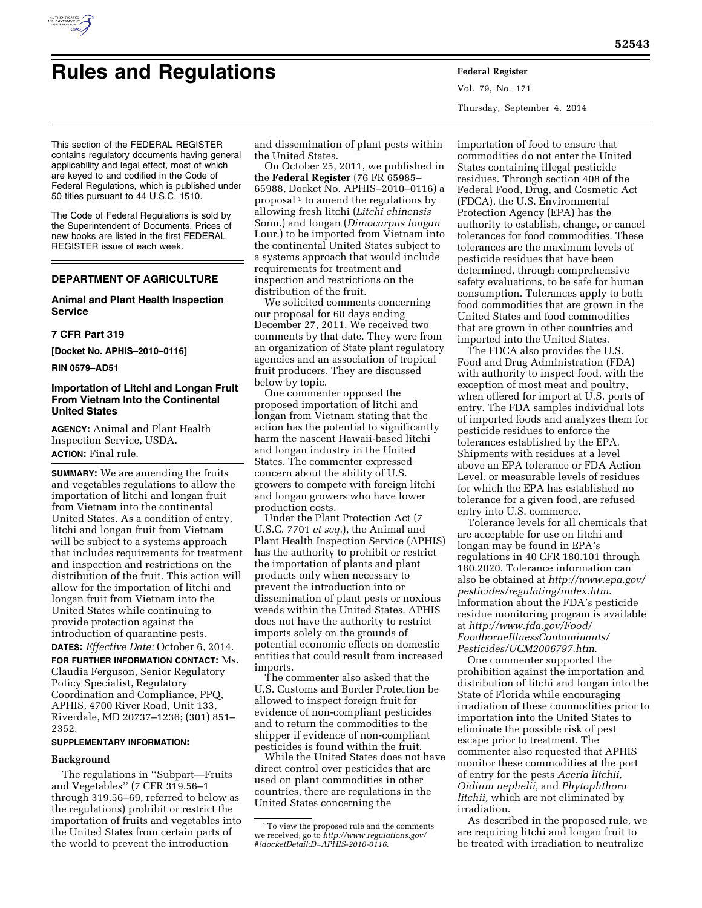# Rules and Regulations

This section of the FEDERAL REGISTER contains regulatory documents having general applicability and legal effect, most of which are keyed to and codified in the Code of Federal Regulations, which is published under 50 titles pursuant to 44 U.S.C. 1510.

The Code of Federal Regulations is sold by the Superintendent of Documents. Prices of new books are listed in the first FEDERAL REGISTER issue of each week.

## DEPARTMENT OF AGRICULTURE

### Animal and Plant Health Inspection Service

### 7 CFR Part 319

**[Docket No. APHIS–2010–0116]**

**RIN 0579–AD51**

### Importation of Litchi and Longan Fruit From Vietnam Into the Continental United States

**AGENCY:** Animal and Plant Health Inspection Service, USDA.

**ACTION:** Final rule.

**SUMMARY:** We are amending the fruits and vegetables regulations to allow the importation of litchi and longan fruit from Vietnam into the continental United States. As a condition of entry, litchi and longan fruit from Vietnam will be subject to a systems approach that includes requirements for treatment and inspection and restrictions on the distribution of the fruit. This action will allow for the importation of litchi and longan fruit from Vietnam into the United States while continuing to provide protection against the introduction of quarantine pests.

**DATES:** *Effective Date:* October 6, 2014.

**FOR FURTHER INFORMATION CONTACT:** Ms. Claudia Ferguson, Senior Regulatory Policy Specialist, Regulatory Coordination and Compliance, PPQ, APHIS, 4700 River Road, Unit 133, Riverdale, MD 20737–1236; (301) 851–2352.

**SUPPLEMENTARY INFORMATION:**

#### Background

The regulations in ''Subpart—Fruits and Vegetables'' (7 CFR 319.56–1 through 319.56–69, referred to below as the regulations) prohibit or restrict the importation of fruits and vegetables into the United States from certain parts of the world to prevent the introduction and dissemination of plant pests within the United States.

On October 25, 2011, we published in the **Federal Register** (76 FR 65985–65988, Docket No. APHIS–2010–0116) a proposal[1] to amend the regulations by allowing fresh litchi (*Litchi chinensis* Sonn.) and longan (*Dimocarpus longan* Lour.) to be imported from Vietnam into the continental United States subject to a systems approach that would include requirements for treatment and inspection and restrictions on the distribution of the fruit.

We solicited comments concerning our proposal for 60 days ending December 27, 2011. We received two comments by that date. They were from an organization of State plant regulatory agencies and an association of tropical fruit producers. They are discussed below by topic.

One commenter opposed the proposed importation of litchi and longan from Vietnam stating that the action has the potential to significantly harm the nascent Hawaii-based litchi and longan industry in the United States. The commenter expressed concern about the ability of U.S. growers to compete with foreign litchi and longan growers who have lower production costs.

Under the Plant Protection Act (7 U.S.C. 7701 *et seq.*), the Animal and Plant Health Inspection Service (APHIS) has the authority to prohibit or restrict the importation of plants and plant products only when necessary to prevent the introduction into or dissemination of plant pests or noxious weeds within the United States. APHIS does not have the authority to restrict imports solely on the grounds of potential economic effects on domestic entities that could result from increased imports.

The commenter also asked that the U.S. Customs and Border Protection be allowed to inspect foreign fruit for evidence of non-compliant pesticides and to return the commodities to the shipper if evidence of non-compliant pesticides is found within the fruit.

While the United States does not have direct control over pesticides that are used on plant commodities in other countries, there are regulations in the United States concerning the importation of food to ensure that commodities do not enter the United States containing illegal pesticide residues. Through section 408 of the Federal Food, Drug, and Cosmetic Act (FDCA), the U.S. Environmental Protection Agency (EPA) has the authority to establish, change, or cancel tolerances for food commodities. These tolerances are the maximum levels of pesticide residues that have been determined, through comprehensive safety evaluations, to be safe for human consumption. Tolerances apply to both food commodities that are grown in the United States and food commodities that are grown in other countries and imported into the United States.

The FDCA also provides the U.S. Food and Drug Administration (FDA) with authority to inspect food, with the exception of most meat and poultry, when offered for import at U.S. ports of entry. The FDA samples individual lots of imported foods and analyzes them for pesticide residues to enforce the tolerances established by the EPA. Shipments with residues at a level above an EPA tolerance or FDA Action Level, or measurable levels of residues for which the EPA has established no tolerance for a given food, are refused entry into U.S. commerce.

Tolerance levels for all chemicals that are acceptable for use on litchi and longan may be found in EPA's regulations in 40 CFR 180.101 through 180.2020. Tolerance information can also be obtained at *http://www.epa.gov/pesticides/regulating/index.htm*. Information about the FDA's pesticide residue monitoring program is available at *http://www.fda.gov/Food/FoodborneIllnessContaminants/Pesticides/UCM2006797.htm*.

One commenter supported the prohibition against the importation and distribution of litchi and longan into the State of Florida while encouraging irradiation of these commodities prior to importation into the United States to eliminate the possible risk of pest escape prior to treatment. The commenter also requested that APHIS monitor these commodities at the port of entry for the pests *Aceria litchii, Oidium nephelii,* and *Phytophthora litchii,* which are not eliminated by irradiation.

As described in the proposed rule, we are requiring litchi and longan fruit to be treated with irradiation to neutralize

---

[1] To view the proposed rule and the comments we received, go to *http://www.regulations.gov/#!docketDetail;D=APHIS-2010-0116*.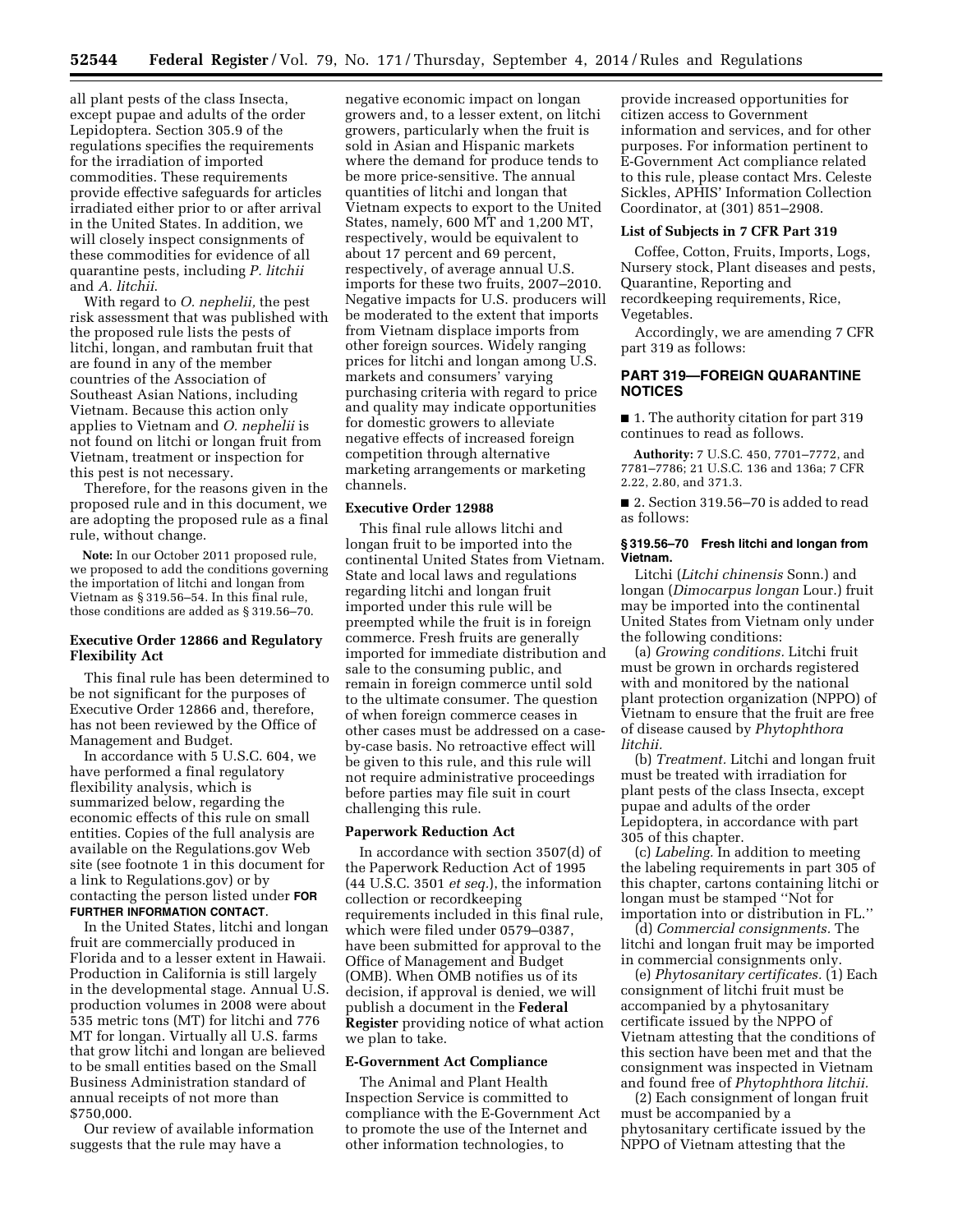all plant pests of the class Insecta, except pupae and adults of the order Lepidoptera. Section 305.9 of the regulations specifies the requirements for the irradiation of imported commodities. These requirements provide effective safeguards for articles irradiated either prior to or after arrival in the United States. In addition, we will closely inspect consignments of these commodities for evidence of all quarantine pests, including *P. litchii* and *A. litchii*.

With regard to *O. nephelii,* the pest risk assessment that was published with the proposed rule lists the pests of litchi, longan, and rambutan fruit that are found in any of the member countries of the Association of Southeast Asian Nations, including Vietnam. Because this action only applies to Vietnam and *O. nephelii* is not found on litchi or longan fruit from Vietnam, treatment or inspection for this pest is not necessary.

Therefore, for the reasons given in the proposed rule and in this document, we are adopting the proposed rule as a final rule, without change.

**Note:** In our October 2011 proposed rule, we proposed to add the conditions governing the importation of litchi and longan from Vietnam as § 319.56–54. In this final rule, those conditions are added as § 319.56–70.

## Executive Order 12866 and Regulatory Flexibility Act

This final rule has been determined to be not significant for the purposes of Executive Order 12866 and, therefore, has not been reviewed by the Office of Management and Budget.

In accordance with 5 U.S.C. 604, we have performed a final regulatory flexibility analysis, which is summarized below, regarding the economic effects of this rule on small entities. Copies of the full analysis are available on the Regulations.gov Web site (see footnote 1 in this document for a link to Regulations.gov) or by contacting the person listed under **FOR FURTHER INFORMATION CONTACT**.

In the United States, litchi and longan fruit are commercially produced in Florida and to a lesser extent in Hawaii. Production in California is still largely in the developmental stage. Annual U.S. production volumes in 2008 were about 535 metric tons (MT) for litchi and 776 MT for longan. Virtually all U.S. farms that grow litchi and longan are believed to be small entities based on the Small Business Administration standard of annual receipts of not more than $750,000.

Our review of available information suggests that the rule may have a negative economic impact on longan growers and, to a lesser extent, on litchi growers, particularly when the fruit is sold in Asian and Hispanic markets where the demand for produce tends to be more price-sensitive. The annual quantities of litchi and longan that Vietnam expects to export to the United States, namely, 600 MT and 1,200 MT, respectively, would be equivalent to about 17 percent and 69 percent, respectively, of average annual U.S. imports for these two fruits, 2007–2010. Negative impacts for U.S. producers will be moderated to the extent that imports from Vietnam displace imports from other foreign sources. Widely ranging prices for litchi and longan among U.S. markets and consumers' varying purchasing criteria with regard to price and quality may indicate opportunities for domestic growers to alleviate negative effects of increased foreign competition through alternative marketing arrangements or marketing channels.

## Executive Order 12988

This final rule allows litchi and longan fruit to be imported into the continental United States from Vietnam. State and local laws and regulations regarding litchi and longan fruit imported under this rule will be preempted while the fruit is in foreign commerce. Fresh fruits are generally imported for immediate distribution and sale to the consuming public, and remain in foreign commerce until sold to the ultimate consumer. The question of when foreign commerce ceases in other cases must be addressed on a case-by-case basis. No retroactive effect will be given to this rule, and this rule will not require administrative proceedings before parties may file suit in court challenging this rule.

## Paperwork Reduction Act

In accordance with section 3507(d) of the Paperwork Reduction Act of 1995 (44 U.S.C. 3501 *et seq.*), the information collection or recordkeeping requirements included in this final rule, which were filed under 0579–0387, have been submitted for approval to the Office of Management and Budget (OMB). When OMB notifies us of its decision, if approval is denied, we will publish a document in the **Federal Register** providing notice of what action we plan to take.

## E-Government Act Compliance

The Animal and Plant Health Inspection Service is committed to compliance with the E-Government Act to promote the use of the Internet and other information technologies, to provide increased opportunities for citizen access to Government information and services, and for other purposes. For information pertinent to E-Government Act compliance related to this rule, please contact Mrs. Celeste Sickles, APHIS' Information Collection Coordinator, at (301) 851–2908.

## List of Subjects in 7 CFR Part 319

Coffee, Cotton, Fruits, Imports, Logs, Nursery stock, Plant diseases and pests, Quarantine, Reporting and recordkeeping requirements, Rice, Vegetables.

Accordingly, we are amending 7 CFR part 319 as follows:

## PART 319—FOREIGN QUARANTINE NOTICES

■ 1. The authority citation for part 319 continues to read as follows.

**Authority:** 7 U.S.C. 450, 7701–7772, and 7781–7786; 21 U.S.C. 136 and 136a; 7 CFR 2.22, 2.80, and 371.3.

■ 2. Section 319.56–70 is added to read as follows:

### § 319.56–70 Fresh litchi and longan from Vietnam.

Litchi (*Litchi chinensis* Sonn.) and longan (*Dimocarpus longan* Lour.) fruit may be imported into the continental United States from Vietnam only under the following conditions:

(a) *Growing conditions.* Litchi fruit must be grown in orchards registered with and monitored by the national plant protection organization (NPPO) of Vietnam to ensure that the fruit are free of disease caused by *Phytophthora litchii.*

(b) *Treatment.* Litchi and longan fruit must be treated with irradiation for plant pests of the class Insecta, except pupae and adults of the order Lepidoptera, in accordance with part 305 of this chapter.

(c) *Labeling.* In addition to meeting the labeling requirements in part 305 of this chapter, cartons containing litchi or longan must be stamped ''Not for importation into or distribution in FL.''

(d) *Commercial consignments.* The litchi and longan fruit may be imported in commercial consignments only.

(e) *Phytosanitary certificates.* (1) Each consignment of litchi fruit must be accompanied by a phytosanitary certificate issued by the NPPO of Vietnam attesting that the conditions of this section have been met and that the consignment was inspected in Vietnam and found free of *Phytophthora litchii.*

(2) Each consignment of longan fruit must be accompanied by a phytosanitary certificate issued by the NPPO of Vietnam attesting that the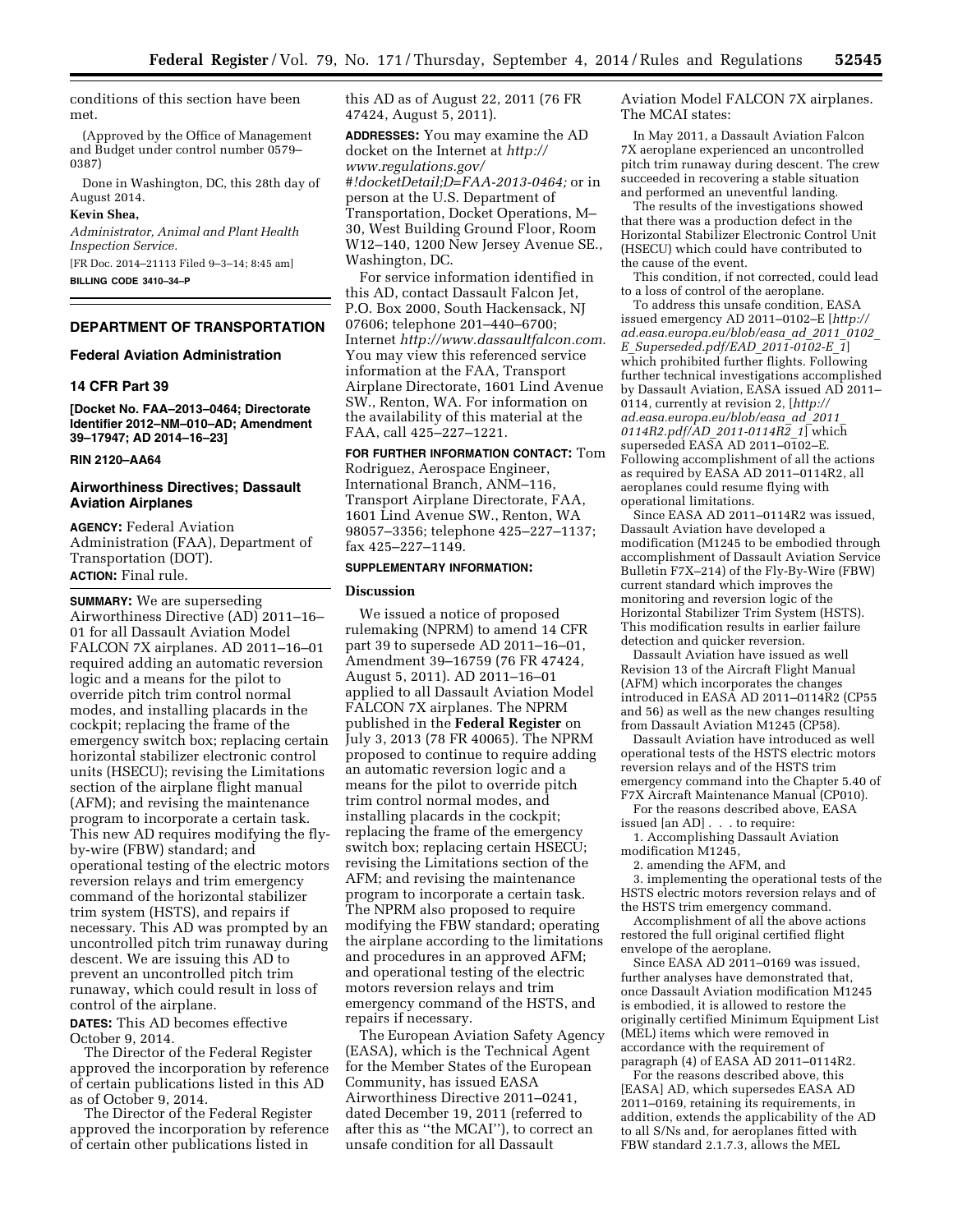conditions of this section have been met.

(Approved by the Office of Management and Budget under control number 0579–0387)

Done in Washington, DC, this 28th day of August 2014.

**Kevin Shea,**

*Administrator, Animal and Plant Health Inspection Service.*

[FR Doc. 2014–21113 Filed 9–3–14; 8:45 am]

**BILLING CODE 3410–34–P**

## DEPARTMENT OF TRANSPORTATION

### Federal Aviation Administration

### 14 CFR Part 39

**[Docket No. FAA–2013–0464; Directorate Identifier 2012–NM–010–AD; Amendment 39–17947; AD 2014–16–23]**

**RIN 2120–AA64**

### Airworthiness Directives; Dassault Aviation Airplanes

**AGENCY:** Federal Aviation Administration (FAA), Department of Transportation (DOT).

**ACTION:** Final rule.

**SUMMARY:** We are superseding Airworthiness Directive (AD) 2011–16–01 for all Dassault Aviation Model FALCON 7X airplanes. AD 2011–16–01 required adding an automatic reversion logic and a means for the pilot to override pitch trim control normal modes, and installing placards in the cockpit; replacing the frame of the emergency switch box; replacing certain horizontal stabilizer electronic control units (HSECU); revising the Limitations section of the airplane flight manual (AFM); and revising the maintenance program to incorporate a certain task. This new AD requires modifying the fly-by-wire (FBW) standard; and operational testing of the electric motors reversion relays and trim emergency command of the horizontal stabilizer trim system (HSTS), and repairs if necessary. This AD was prompted by an uncontrolled pitch trim runaway during descent. We are issuing this AD to prevent an uncontrolled pitch trim runaway, which could result in loss of control of the airplane.

**DATES:** This AD becomes effective October 9, 2014.

The Director of the Federal Register approved the incorporation by reference of certain publications listed in this AD as of October 9, 2014.

The Director of the Federal Register approved the incorporation by reference of certain other publications listed in this AD as of August 22, 2011 (76 FR 47424, August 5, 2011).

**ADDRESSES:** You may examine the AD docket on the Internet at *http://www.regulations.gov/#!docketDetail;D=FAA-2013-0464;* or in person at the U.S. Department of Transportation, Docket Operations, M–30, West Building Ground Floor, Room W12–140, 1200 New Jersey Avenue SE., Washington, DC.

For service information identified in this AD, contact Dassault Falcon Jet, P.O. Box 2000, South Hackensack, NJ 07606; telephone 201–440–6700; Internet *http://www.dassaultfalcon.com.* You may view this referenced service information at the FAA, Transport Airplane Directorate, 1601 Lind Avenue SW., Renton, WA. For information on the availability of this material at the FAA, call 425–227–1221.

**FOR FURTHER INFORMATION CONTACT:** Tom Rodriguez, Aerospace Engineer, International Branch, ANM–116, Transport Airplane Directorate, FAA, 1601 Lind Avenue SW., Renton, WA 98057–3356; telephone 425–227–1137; fax 425–227–1149.

**SUPPLEMENTARY INFORMATION:**

#### Discussion

We issued a notice of proposed rulemaking (NPRM) to amend 14 CFR part 39 to supersede AD 2011–16–01, Amendment 39–16759 (76 FR 47424, August 5, 2011). AD 2011–16–01 applied to all Dassault Aviation Model FALCON 7X airplanes. The NPRM published in the **Federal Register** on July 3, 2013 (78 FR 40065). The NPRM proposed to continue to require adding an automatic reversion logic and a means for the pilot to override pitch trim control normal modes, and installing placards in the cockpit; replacing the frame of the emergency switch box; replacing certain HSECU; revising the Limitations section of the AFM; and revising the maintenance program to incorporate a certain task. The NPRM also proposed to require modifying the FBW standard; operating the airplane according to the limitations and procedures in an approved AFM; and operational testing of the electric motors reversion relays and trim emergency command of the HSTS, and repairs if necessary.

The European Aviation Safety Agency (EASA), which is the Technical Agent for the Member States of the European Community, has issued EASA Airworthiness Directive 2011–0241, dated December 19, 2011 (referred to after this as "the MCAI"), to correct an unsafe condition for all Dassault Aviation Model FALCON 7X airplanes. The MCAI states:

In May 2011, a Dassault Aviation Falcon 7X aeroplane experienced an uncontrolled pitch trim runaway during descent. The crew succeeded in recovering a stable situation and performed an uneventful landing.

The results of the investigations showed that there was a production defect in the Horizontal Stabilizer Electronic Control Unit (HSECU) which could have contributed to the cause of the event.

This condition, if not corrected, could lead to a loss of control of the aeroplane.

To address this unsafe condition, EASA issued emergency AD 2011–0102–E [*http://ad.easa.europa.eu/blob/easa_ad_2011_0102_E_Superseded.pdf/EAD_2011-0102-E_1*] which prohibited further flights. Following further technical investigations accomplished by Dassault Aviation, EASA issued AD 2011–0114, currently at revision 2, [*http://ad.easa.europa.eu/blob/easa_ad_2011_0114R2.pdf/AD_2011-0114R2_1*] which superseded EASA AD 2011–0102–E. Following accomplishment of all the actions as required by EASA AD 2011–0114R2, all aeroplanes could resume flying with operational limitations.

Since EASA AD 2011–0114R2 was issued, Dassault Aviation have developed a modification (M1245 to be embodied through accomplishment of Dassault Aviation Service Bulletin F7X–214) of the Fly-By-Wire (FBW) current standard which improves the monitoring and reversion logic of the Horizontal Stabilizer Trim System (HSTS). This modification results in earlier failure detection and quicker reversion.

Dassault Aviation have issued as well Revision 13 of the Aircraft Flight Manual (AFM) which incorporates the changes introduced in EASA AD 2011–0114R2 (CP55 and 56) as well as the new changes resulting from Dassault Aviation M1245 (CP58).

Dassault Aviation have introduced as well operational tests of the HSTS electric motors reversion relays and of the HSTS trim emergency command into the Chapter 5.40 of F7X Aircraft Maintenance Manual (CP010).

For the reasons described above, EASA issued [an AD] . . . to require:

1. Accomplishing Dassault Aviation modification M1245,

2. amending the AFM, and

3. implementing the operational tests of the HSTS electric motors reversion relays and of the HSTS trim emergency command.

Accomplishment of all the above actions restored the full original certified flight envelope of the aeroplane.

Since EASA AD 2011–0169 was issued, further analyses have demonstrated that, once Dassault Aviation modification M1245 is embodied, it is allowed to restore the originally certified Minimum Equipment List (MEL) items which were removed in accordance with the requirement of paragraph (4) of EASA AD 2011–0114R2.

For the reasons described above, this [EASA] AD, which supersedes EASA AD 2011–0169, retaining its requirements, in addition, extends the applicability of the AD to all S/Ns and, for aeroplanes fitted with FBW standard 2.1.7.3, allows the MEL